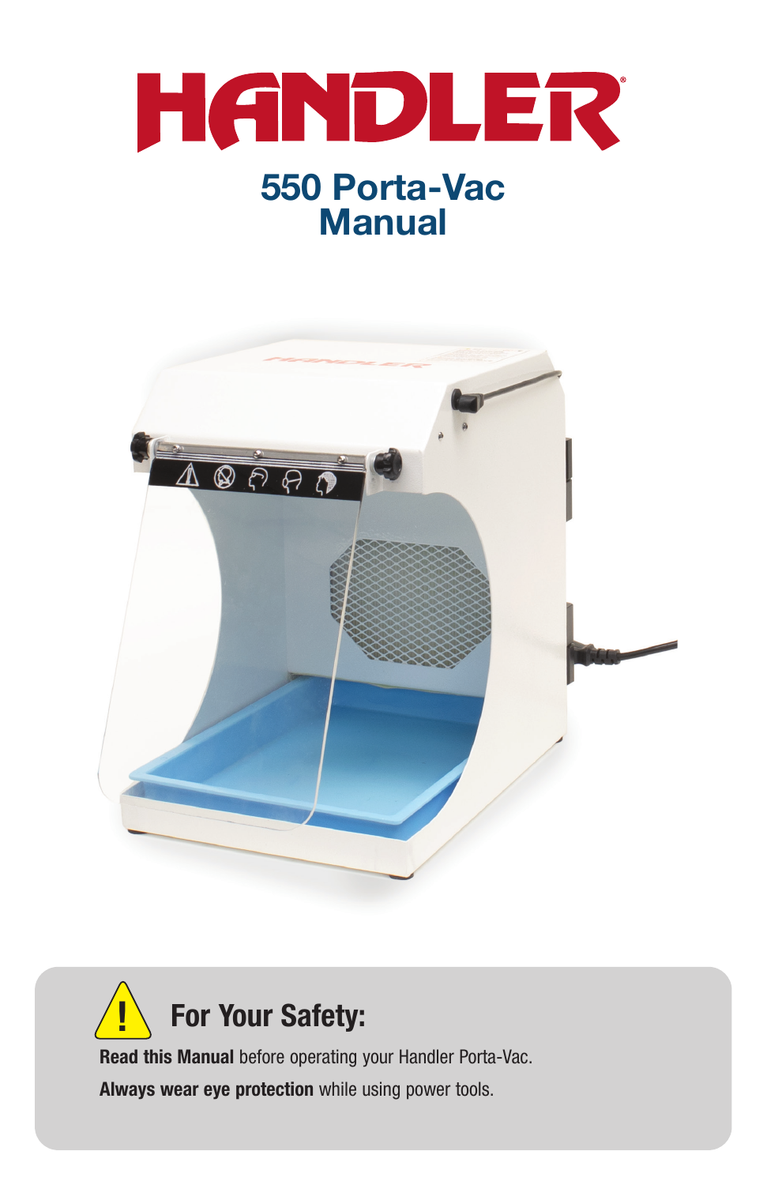# HANDLER

## 550 Porta-Vac Manual

### For Your Safety:

**Read this Manual** before operating your Handler Porta-Vac.

**Always wear eye protection** while using power tools.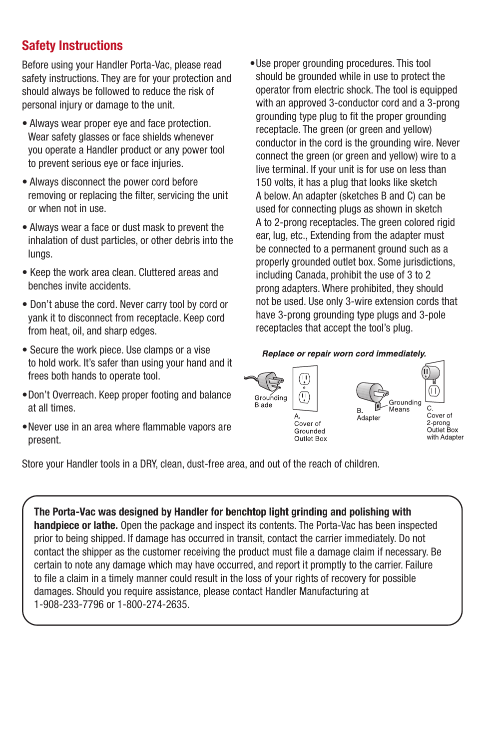## Safety Instructions

Before using your Handler Porta-Vac, please read safety instructions. They are for your protection and should always be followed to reduce the risk of personal injury or damage to the unit.

- Always wear proper eye and face protection. Wear safety glasses or face shields whenever you operate a Handler product or any power tool to prevent serious eye or face injuries.
- Always disconnect the power cord before removing or replacing the filter, servicing the unit or when not in use.
- Always wear a face or dust mask to prevent the inhalation of dust particles, or other debris into the lungs.
- Keep the work area clean. Cluttered areas and benches invite accidents.
- Don't abuse the cord. Never carry tool by cord or yank it to disconnect from receptacle. Keep cord from heat, oil, and sharp edges.
- Secure the work piece. Use clamps or a vise to hold work. It's safer than using your hand and it frees both hands to operate tool.
- Don't Overreach. Keep proper footing and balance at all times.
- Never use in an area where flammable vapors are present.
- Use proper grounding procedures. This tool should be grounded while in use to protect the operator from electric shock. The tool is equipped with an approved 3-conductor cord and a 3-prong grounding type plug to fit the proper grounding receptacle. The green (or green and yellow) conductor in the cord is the grounding wire. Never connect the green (or green and yellow) wire to a live terminal. If your unit is for use on less than 150 volts, it has a plug that looks like sketch A below. An adapter (sketches B and C) can be used for connecting plugs as shown in sketch A to 2-prong receptacles. The green colored rigid ear, lug, etc., Extending from the adapter must be connected to a permanent ground such as a properly grounded outlet box. Some jurisdictions, including Canada, prohibit the use of 3 to 2 prong adapters. Where prohibited, they should not be used. Use only 3-wire extension cords that have 3-prong grounding type plugs and 3-pole receptacles that accept the tool's plug.

***Replace or repair worn cord immediately.***

Grounding Blade

A. Cover of Grounded Outlet Box

B. Adapter

Grounding Means

C. Cover of 2-prong Outlet Box with Adapter

Store your Handler tools in a DRY, clean, dust-free area, and out of the reach of children.

**The Porta-Vac was designed by Handler for benchtop light grinding and polishing with handpiece or lathe.** Open the package and inspect its contents. The Porta-Vac has been inspected prior to being shipped. If damage has occurred in transit, contact the carrier immediately. Do not contact the shipper as the customer receiving the product must file a damage claim if necessary. Be certain to note any damage which may have occurred, and report it promptly to the carrier. Failure to file a claim in a timely manner could result in the loss of your rights of recovery for possible damages. Should you require assistance, please contact Handler Manufacturing at 1-908-233-7796 or 1-800-274-2635.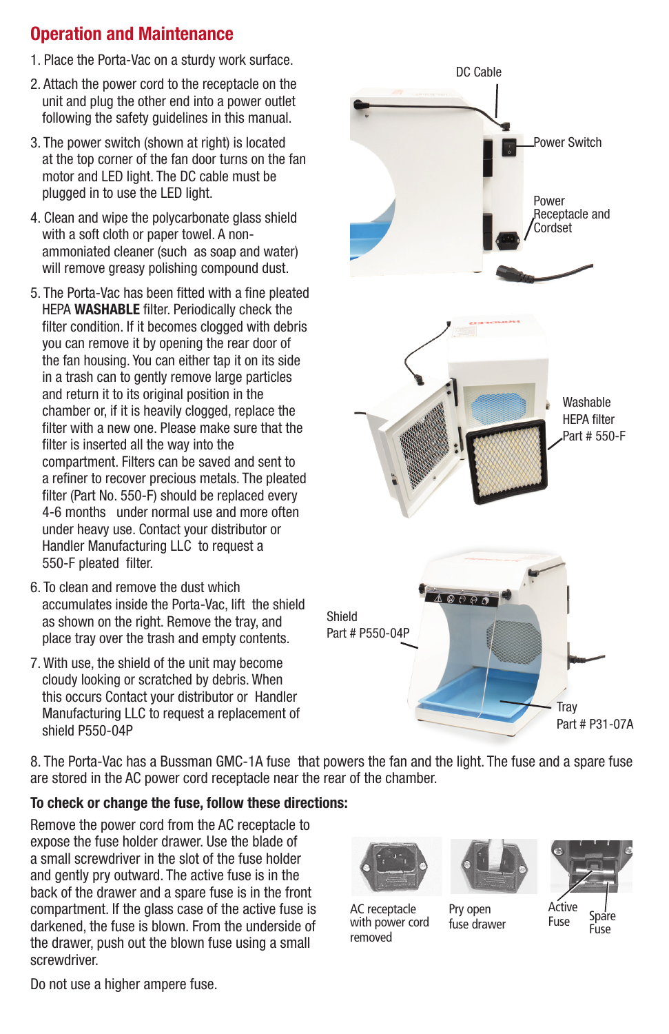## Operation and Maintenance

1. Place the Porta-Vac on a sturdy work surface.
2. Attach the power cord to the receptacle on the unit and plug the other end into a power outlet following the safety guidelines in this manual.
3. The power switch (shown at right) is located at the top corner of the fan door turns on the fan motor and LED light. The DC cable must be plugged in to use the LED light.
4. Clean and wipe the polycarbonate glass shield with a soft cloth or paper towel. A non-ammoniated cleaner (such as soap and water) will remove greasy polishing compound dust.
5. The Porta-Vac has been fitted with a fine pleated HEPA **WASHABLE** filter. Periodically check the filter condition. If it becomes clogged with debris you can remove it by opening the rear door of the fan housing. You can either tap it on its side in a trash can to gently remove large particles and return it to its original position in the chamber or, if it is heavily clogged, replace the filter with a new one. Please make sure that the filter is inserted all the way into the compartment. Filters can be saved and sent to a refiner to recover precious metals. The pleated filter (Part No. 550-F) should be replaced every 4-6 months under normal use and more often under heavy use. Contact your distributor or Handler Manufacturing LLC to request a 550-F pleated filter.
6. To clean and remove the dust which accumulates inside the Porta-Vac, lift the shield as shown on the right. Remove the tray, and place tray over the trash and empty contents.
7. With use, the shield of the unit may become cloudy looking or scratched by debris. When this occurs Contact your distributor or Handler Manufacturing LLC to request a replacement of shield P550-04P

DC Cable

Power Switch

Power Receptacle and Cordset

Washable HEPA filter Part # 550-F

Shield Part # P550-04P

Tray Part # P31-07A

8. The Porta-Vac has a Bussman GMC-1A fuse that powers the fan and the light. The fuse and a spare fuse are stored in the AC power cord receptacle near the rear of the chamber.

**To check or change the fuse, follow these directions:**

Remove the power cord from the AC receptacle to expose the fuse holder drawer. Use the blade of a small screwdriver in the slot of the fuse holder and gently pry outward. The active fuse is in the back of the drawer and a spare fuse is in the front compartment. If the glass case of the active fuse is darkened, the fuse is blown. From the underside of the drawer, push out the blown fuse using a small screwdriver.

AC receptacle with power cord removed

Pry open fuse drawer

Active Fuse

Spare Fuse

Do not use a higher ampere fuse.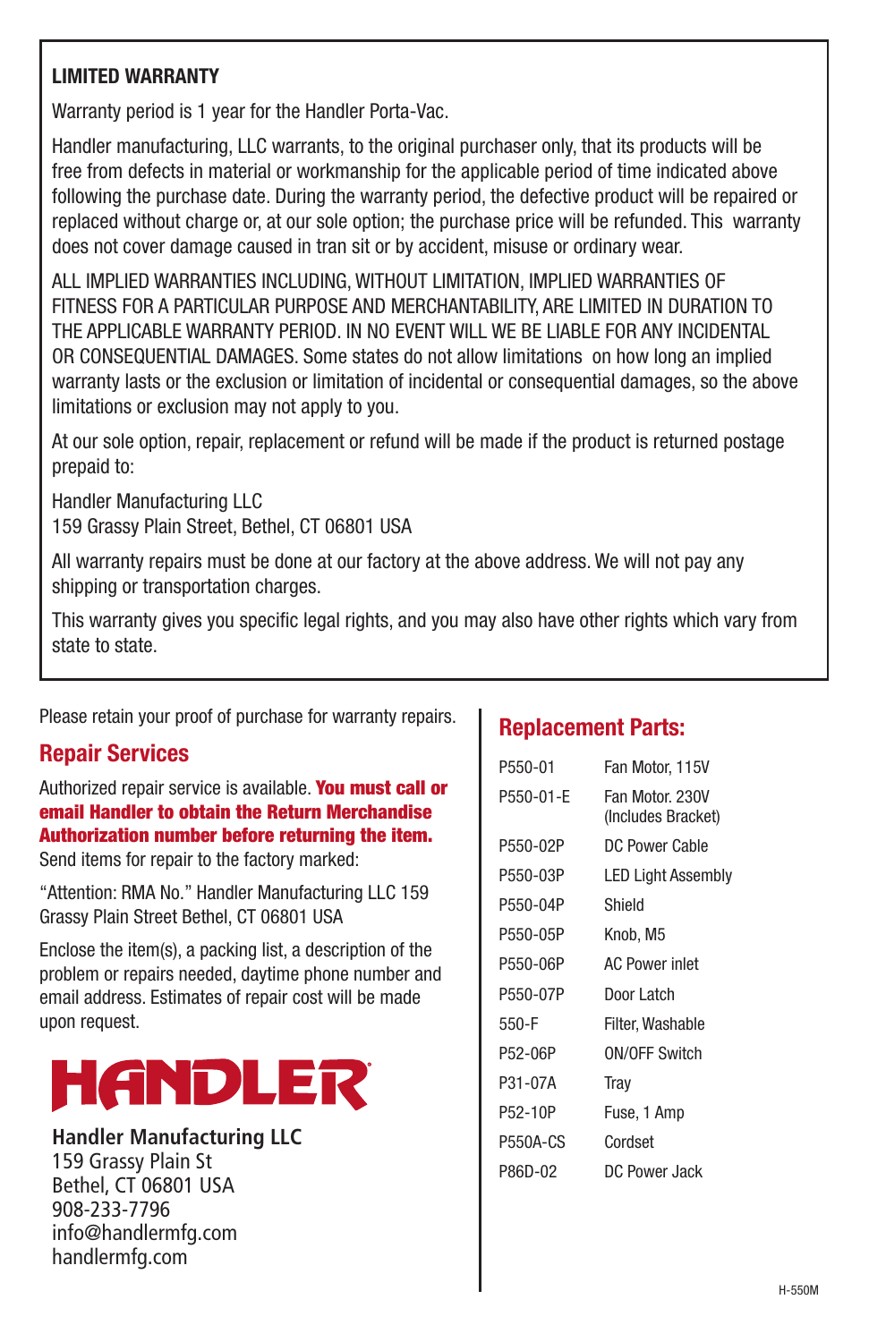## LIMITED WARRANTY

Warranty period is 1 year for the Handler Porta-Vac.

Handler manufacturing, LLC warrants, to the original purchaser only, that its products will be free from defects in material or workmanship for the applicable period of time indicated above following the purchase date. During the warranty period, the defective product will be repaired or replaced without charge or, at our sole option; the purchase price will be refunded. This warranty does not cover damage caused in tran sit or by accident, misuse or ordinary wear.

ALL IMPLIED WARRANTIES INCLUDING, WITHOUT LIMITATION, IMPLIED WARRANTIES OF FITNESS FOR A PARTICULAR PURPOSE AND MERCHANTABILITY, ARE LIMITED IN DURATION TO THE APPLICABLE WARRANTY PERIOD. IN NO EVENT WILL WE BE LIABLE FOR ANY INCIDENTAL OR CONSEQUENTIAL DAMAGES. Some states do not allow limitations on how long an implied warranty lasts or the exclusion or limitation of incidental or consequential damages, so the above limitations or exclusion may not apply to you.

At our sole option, repair, replacement or refund will be made if the product is returned postage prepaid to:

Handler Manufacturing LLC
159 Grassy Plain Street, Bethel, CT 06801 USA

All warranty repairs must be done at our factory at the above address. We will not pay any shipping or transportation charges.

This warranty gives you specific legal rights, and you may also have other rights which vary from state to state.

Please retain your proof of purchase for warranty repairs.

## Repair Services

Authorized repair service is available. **You must call or email Handler to obtain the Return Merchandise Authorization number before returning the item.** Send items for repair to the factory marked:

"Attention: RMA No." Handler Manufacturing LLC 159 Grassy Plain Street Bethel, CT 06801 USA

Enclose the item(s), a packing list, a description of the problem or repairs needed, daytime phone number and email address. Estimates of repair cost will be made upon request.

HANDLER

**Handler Manufacturing LLC**
159 Grassy Plain St
Bethel, CT 06801 USA
908-233-7796
info@handlermfg.com
handlermfg.com

## Replacement Parts:

| | |
|---|---|
| P550-01 | Fan Motor, 115V |
| P550-01-E | Fan Motor. 230V (Includes Bracket) |
| P550-02P | DC Power Cable |
| P550-03P | LED Light Assembly |
| P550-04P | Shield |
| P550-05P | Knob, M5 |
| P550-06P | AC Power inlet |
| P550-07P | Door Latch |
| 550-F | Filter, Washable |
| P52-06P | ON/OFF Switch |
| P31-07A | Tray |
| P52-10P | Fuse, 1 Amp |
| P550A-CS | Cordset |
| P86D-02 | DC Power Jack |

H-550M